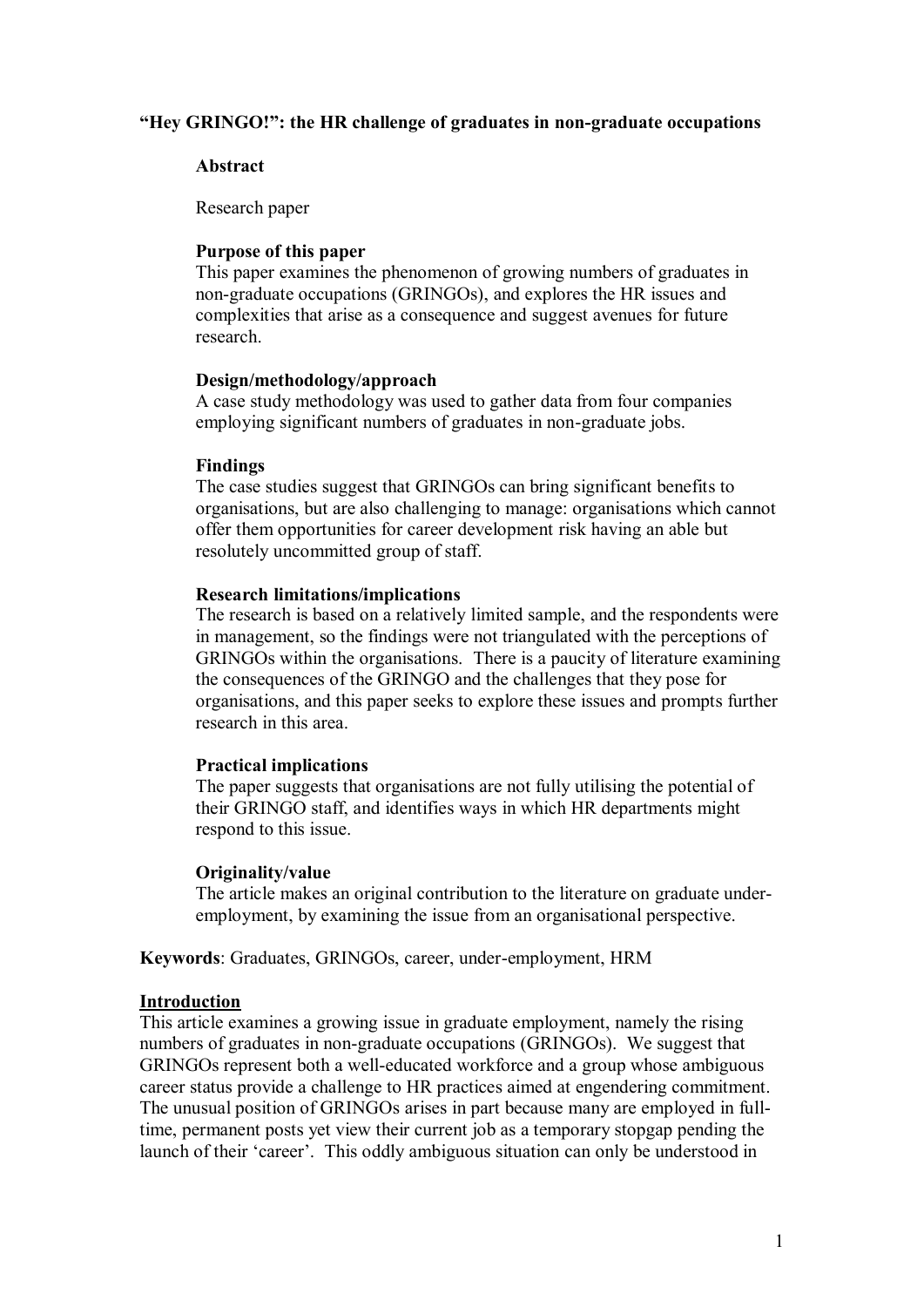# "Hey GRINGO!": the HR challenge of graduates in non-graduate occupations

## Abstract

Research paper

### Purpose of this paper

This paper examines the phenomenon of growing numbers of graduates in non-graduate occupations (GRINGOs), and explores the HR issues and complexities that arise as a consequence and suggest avenues for future research.

### Design/methodology/approach

A case study methodology was used to gather data from four companies employing significant numbers of graduates in non-graduate jobs.

### Findings

The case studies suggest that GRINGOs can bring significant benefits to organisations, but are also challenging to manage: organisations which cannot offer them opportunities for career development risk having an able but resolutely uncommitted group of staff.

### Research limitations/implications

The research is based on a relatively limited sample, and the respondents were in management, so the findings were not triangulated with the perceptions of GRINGOs within the organisations. There is a paucity of literature examining the consequences of the GRINGO and the challenges that they pose for organisations, and this paper seeks to explore these issues and prompts further research in this area.

### Practical implications

The paper suggests that organisations are not fully utilising the potential of their GRINGO staff, and identifies ways in which HR departments might respond to this issue.

### Originality/value

The article makes an original contribution to the literature on graduate under-employment, by examining the issue from an organisational perspective.

**Keywords**: Graduates, GRINGOs, career, under-employment, HRM

## Introduction

This article examines a growing issue in graduate employment, namely the rising numbers of graduates in non-graduate occupations (GRINGOs). We suggest that GRINGOs represent both a well-educated workforce and a group whose ambiguous career status provide a challenge to HR practices aimed at engendering commitment. The unusual position of GRINGOs arises in part because many are employed in full-time, permanent posts yet view their current job as a temporary stopgap pending the launch of their 'career'. This oddly ambiguous situation can only be understood in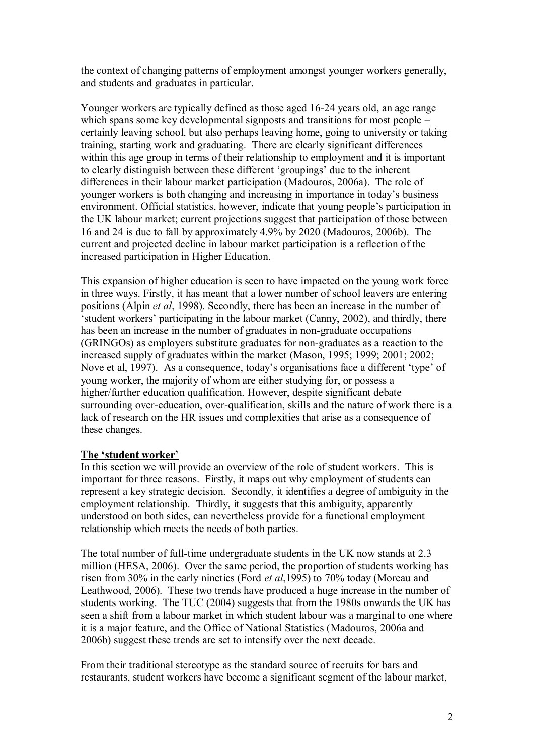the context of changing patterns of employment amongst younger workers generally, and students and graduates in particular.

Younger workers are typically defined as those aged 16-24 years old, an age range which spans some key developmental signposts and transitions for most people – certainly leaving school, but also perhaps leaving home, going to university or taking training, starting work and graduating. There are clearly significant differences within this age group in terms of their relationship to employment and it is important to clearly distinguish between these different 'groupings' due to the inherent differences in their labour market participation (Madouros, 2006a). The role of younger workers is both changing and increasing in importance in today's business environment. Official statistics, however, indicate that young people's participation in the UK labour market; current projections suggest that participation of those between 16 and 24 is due to fall by approximately 4.9% by 2020 (Madouros, 2006b). The current and projected decline in labour market participation is a reflection of the increased participation in Higher Education.

This expansion of higher education is seen to have impacted on the young work force in three ways. Firstly, it has meant that a lower number of school leavers are entering positions (Alpin *et al*, 1998). Secondly, there has been an increase in the number of 'student workers' participating in the labour market (Canny, 2002), and thirdly, there has been an increase in the number of graduates in non-graduate occupations (GRINGOs) as employers substitute graduates for non-graduates as a reaction to the increased supply of graduates within the market (Mason, 1995; 1999; 2001; 2002; Nove et al, 1997). As a consequence, today's organisations face a different 'type' of young worker, the majority of whom are either studying for, or possess a higher/further education qualification. However, despite significant debate surrounding over-education, over-qualification, skills and the nature of work there is a lack of research on the HR issues and complexities that arise as a consequence of these changes.

## The 'student worker'

In this section we will provide an overview of the role of student workers. This is important for three reasons. Firstly, it maps out why employment of students can represent a key strategic decision. Secondly, it identifies a degree of ambiguity in the employment relationship. Thirdly, it suggests that this ambiguity, apparently understood on both sides, can nevertheless provide for a functional employment relationship which meets the needs of both parties.

The total number of full-time undergraduate students in the UK now stands at 2.3 million (HESA, 2006). Over the same period, the proportion of students working has risen from 30% in the early nineties (Ford *et al*,1995) to 70% today (Moreau and Leathwood, 2006). These two trends have produced a huge increase in the number of students working. The TUC (2004) suggests that from the 1980s onwards the UK has seen a shift from a labour market in which student labour was a marginal to one where it is a major feature, and the Office of National Statistics (Madouros, 2006a and 2006b) suggest these trends are set to intensify over the next decade.

From their traditional stereotype as the standard source of recruits for bars and restaurants, student workers have become a significant segment of the labour market,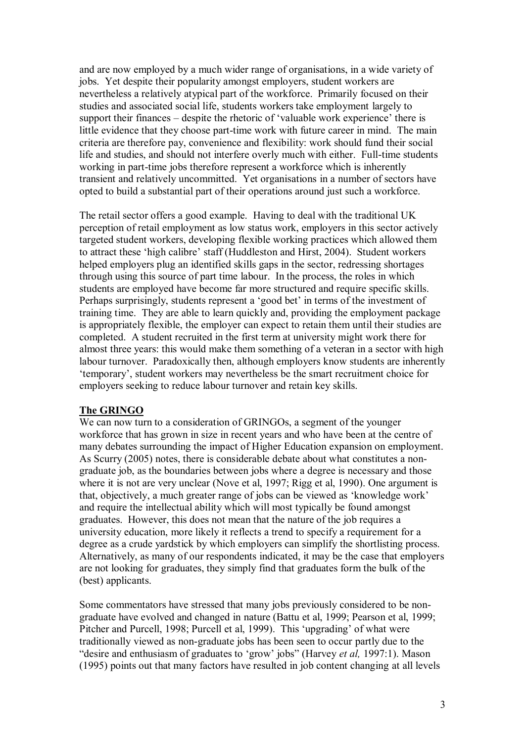and are now employed by a much wider range of organisations, in a wide variety of jobs. Yet despite their popularity amongst employers, student workers are nevertheless a relatively atypical part of the workforce. Primarily focused on their studies and associated social life, students workers take employment largely to support their finances – despite the rhetoric of 'valuable work experience' there is little evidence that they choose part-time work with future career in mind. The main criteria are therefore pay, convenience and flexibility: work should fund their social life and studies, and should not interfere overly much with either. Full-time students working in part-time jobs therefore represent a workforce which is inherently transient and relatively uncommitted. Yet organisations in a number of sectors have opted to build a substantial part of their operations around just such a workforce.

The retail sector offers a good example. Having to deal with the traditional UK perception of retail employment as low status work, employers in this sector actively targeted student workers, developing flexible working practices which allowed them to attract these 'high calibre' staff (Huddleston and Hirst, 2004). Student workers helped employers plug an identified skills gaps in the sector, redressing shortages through using this source of part time labour. In the process, the roles in which students are employed have become far more structured and require specific skills. Perhaps surprisingly, students represent a 'good bet' in terms of the investment of training time. They are able to learn quickly and, providing the employment package is appropriately flexible, the employer can expect to retain them until their studies are completed. A student recruited in the first term at university might work there for almost three years: this would make them something of a veteran in a sector with high labour turnover. Paradoxically then, although employers know students are inherently 'temporary', student workers may nevertheless be the smart recruitment choice for employers seeking to reduce labour turnover and retain key skills.

## The GRINGO

We can now turn to a consideration of GRINGOs, a segment of the younger workforce that has grown in size in recent years and who have been at the centre of many debates surrounding the impact of Higher Education expansion on employment. As Scurry (2005) notes, there is considerable debate about what constitutes a non-graduate job, as the boundaries between jobs where a degree is necessary and those where it is not are very unclear (Nove et al, 1997; Rigg et al, 1990). One argument is that, objectively, a much greater range of jobs can be viewed as 'knowledge work' and require the intellectual ability which will most typically be found amongst graduates. However, this does not mean that the nature of the job requires a university education, more likely it reflects a trend to specify a requirement for a degree as a crude yardstick by which employers can simplify the shortlisting process. Alternatively, as many of our respondents indicated, it may be the case that employers are not looking for graduates, they simply find that graduates form the bulk of the (best) applicants.

Some commentators have stressed that many jobs previously considered to be non-graduate have evolved and changed in nature (Battu et al, 1999; Pearson et al, 1999; Pitcher and Purcell, 1998; Purcell et al, 1999). This 'upgrading' of what were traditionally viewed as non-graduate jobs has been seen to occur partly due to the "desire and enthusiasm of graduates to 'grow' jobs" (Harvey *et al,* 1997:1). Mason (1995) points out that many factors have resulted in job content changing at all levels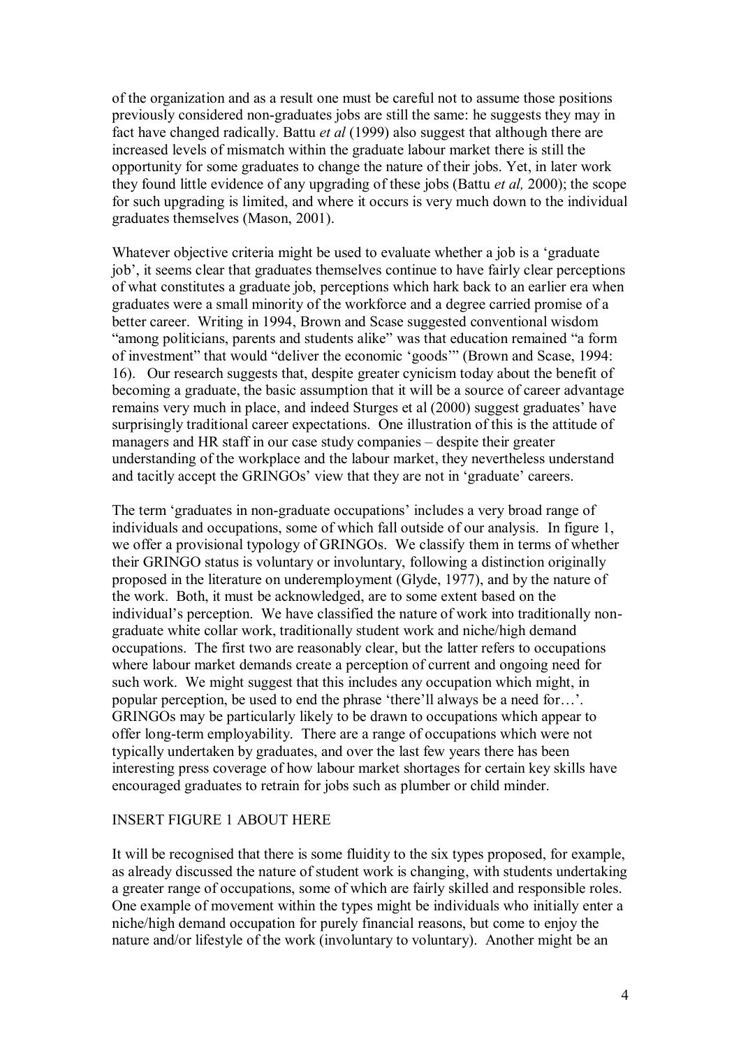of the organization and as a result one must be careful not to assume those positions previously considered non-graduates jobs are still the same: he suggests they may in fact have changed radically. Battu *et al* (1999) also suggest that although there are increased levels of mismatch within the graduate labour market there is still the opportunity for some graduates to change the nature of their jobs. Yet, in later work they found little evidence of any upgrading of these jobs (Battu *et al,* 2000); the scope for such upgrading is limited, and where it occurs is very much down to the individual graduates themselves (Mason, 2001).

Whatever objective criteria might be used to evaluate whether a job is a 'graduate job', it seems clear that graduates themselves continue to have fairly clear perceptions of what constitutes a graduate job, perceptions which hark back to an earlier era when graduates were a small minority of the workforce and a degree carried promise of a better career. Writing in 1994, Brown and Scase suggested conventional wisdom "among politicians, parents and students alike" was that education remained "a form of investment" that would "deliver the economic 'goods'" (Brown and Scase, 1994: 16). Our research suggests that, despite greater cynicism today about the benefit of becoming a graduate, the basic assumption that it will be a source of career advantage remains very much in place, and indeed Sturges et al (2000) suggest graduates' have surprisingly traditional career expectations. One illustration of this is the attitude of managers and HR staff in our case study companies – despite their greater understanding of the workplace and the labour market, they nevertheless understand and tacitly accept the GRINGOs' view that they are not in 'graduate' careers.

The term 'graduates in non-graduate occupations' includes a very broad range of individuals and occupations, some of which fall outside of our analysis. In figure 1, we offer a provisional typology of GRINGOs. We classify them in terms of whether their GRINGO status is voluntary or involuntary, following a distinction originally proposed in the literature on underemployment (Glyde, 1977), and by the nature of the work. Both, it must be acknowledged, are to some extent based on the individual's perception. We have classified the nature of work into traditionally non-graduate white collar work, traditionally student work and niche/high demand occupations. The first two are reasonably clear, but the latter refers to occupations where labour market demands create a perception of current and ongoing need for such work. We might suggest that this includes any occupation which might, in popular perception, be used to end the phrase 'there'll always be a need for…'. GRINGOs may be particularly likely to be drawn to occupations which appear to offer long-term employability. There are a range of occupations which were not typically undertaken by graduates, and over the last few years there has been interesting press coverage of how labour market shortages for certain key skills have encouraged graduates to retrain for jobs such as plumber or child minder.

INSERT FIGURE 1 ABOUT HERE

It will be recognised that there is some fluidity to the six types proposed, for example, as already discussed the nature of student work is changing, with students undertaking a greater range of occupations, some of which are fairly skilled and responsible roles. One example of movement within the types might be individuals who initially enter a niche/high demand occupation for purely financial reasons, but come to enjoy the nature and/or lifestyle of the work (involuntary to voluntary). Another might be an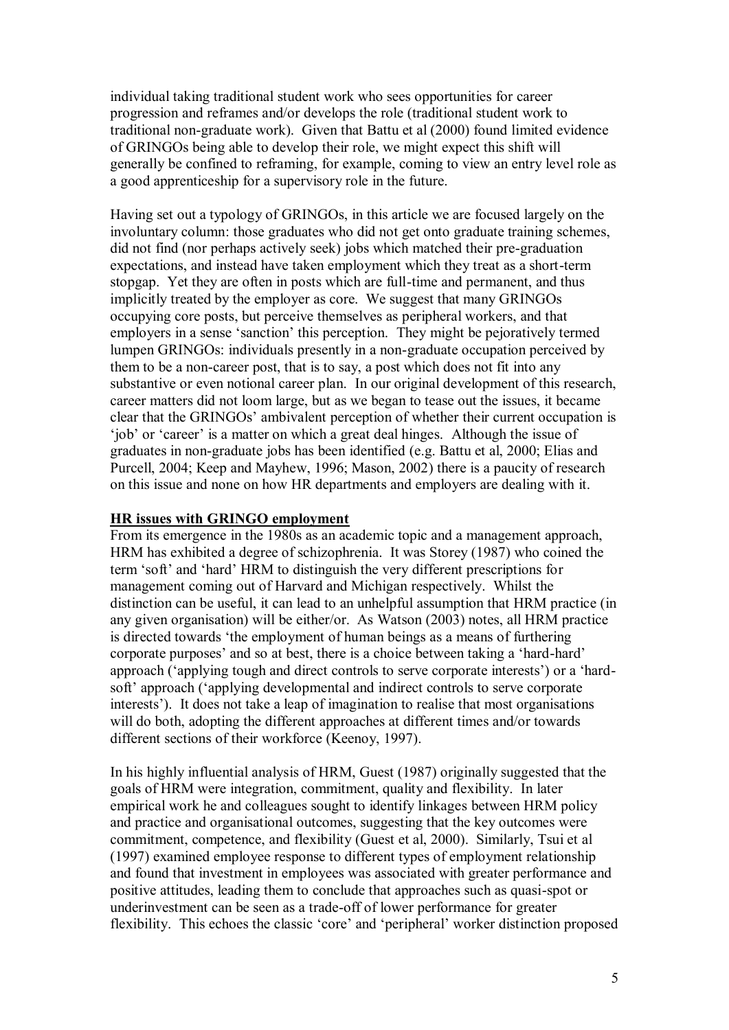individual taking traditional student work who sees opportunities for career progression and reframes and/or develops the role (traditional student work to traditional non-graduate work). Given that Battu et al (2000) found limited evidence of GRINGOs being able to develop their role, we might expect this shift will generally be confined to reframing, for example, coming to view an entry level role as a good apprenticeship for a supervisory role in the future.

Having set out a typology of GRINGOs, in this article we are focused largely on the involuntary column: those graduates who did not get onto graduate training schemes, did not find (nor perhaps actively seek) jobs which matched their pre-graduation expectations, and instead have taken employment which they treat as a short-term stopgap. Yet they are often in posts which are full-time and permanent, and thus implicitly treated by the employer as core. We suggest that many GRINGOs occupying core posts, but perceive themselves as peripheral workers, and that employers in a sense 'sanction' this perception. They might be pejoratively termed lumpen GRINGOs: individuals presently in a non-graduate occupation perceived by them to be a non-career post, that is to say, a post which does not fit into any substantive or even notional career plan. In our original development of this research, career matters did not loom large, but as we began to tease out the issues, it became clear that the GRINGOs' ambivalent perception of whether their current occupation is 'job' or 'career' is a matter on which a great deal hinges. Although the issue of graduates in non-graduate jobs has been identified (e.g. Battu et al, 2000; Elias and Purcell, 2004; Keep and Mayhew, 1996; Mason, 2002) there is a paucity of research on this issue and none on how HR departments and employers are dealing with it.

## HR issues with GRINGO employment

From its emergence in the 1980s as an academic topic and a management approach, HRM has exhibited a degree of schizophrenia. It was Storey (1987) who coined the term 'soft' and 'hard' HRM to distinguish the very different prescriptions for management coming out of Harvard and Michigan respectively. Whilst the distinction can be useful, it can lead to an unhelpful assumption that HRM practice (in any given organisation) will be either/or. As Watson (2003) notes, all HRM practice is directed towards 'the employment of human beings as a means of furthering corporate purposes' and so at best, there is a choice between taking a 'hard-hard' approach ('applying tough and direct controls to serve corporate interests') or a 'hard-soft' approach ('applying developmental and indirect controls to serve corporate interests'). It does not take a leap of imagination to realise that most organisations will do both, adopting the different approaches at different times and/or towards different sections of their workforce (Keenoy, 1997).

In his highly influential analysis of HRM, Guest (1987) originally suggested that the goals of HRM were integration, commitment, quality and flexibility. In later empirical work he and colleagues sought to identify linkages between HRM policy and practice and organisational outcomes, suggesting that the key outcomes were commitment, competence, and flexibility (Guest et al, 2000). Similarly, Tsui et al (1997) examined employee response to different types of employment relationship and found that investment in employees was associated with greater performance and positive attitudes, leading them to conclude that approaches such as quasi-spot or underinvestment can be seen as a trade-off of lower performance for greater flexibility. This echoes the classic 'core' and 'peripheral' worker distinction proposed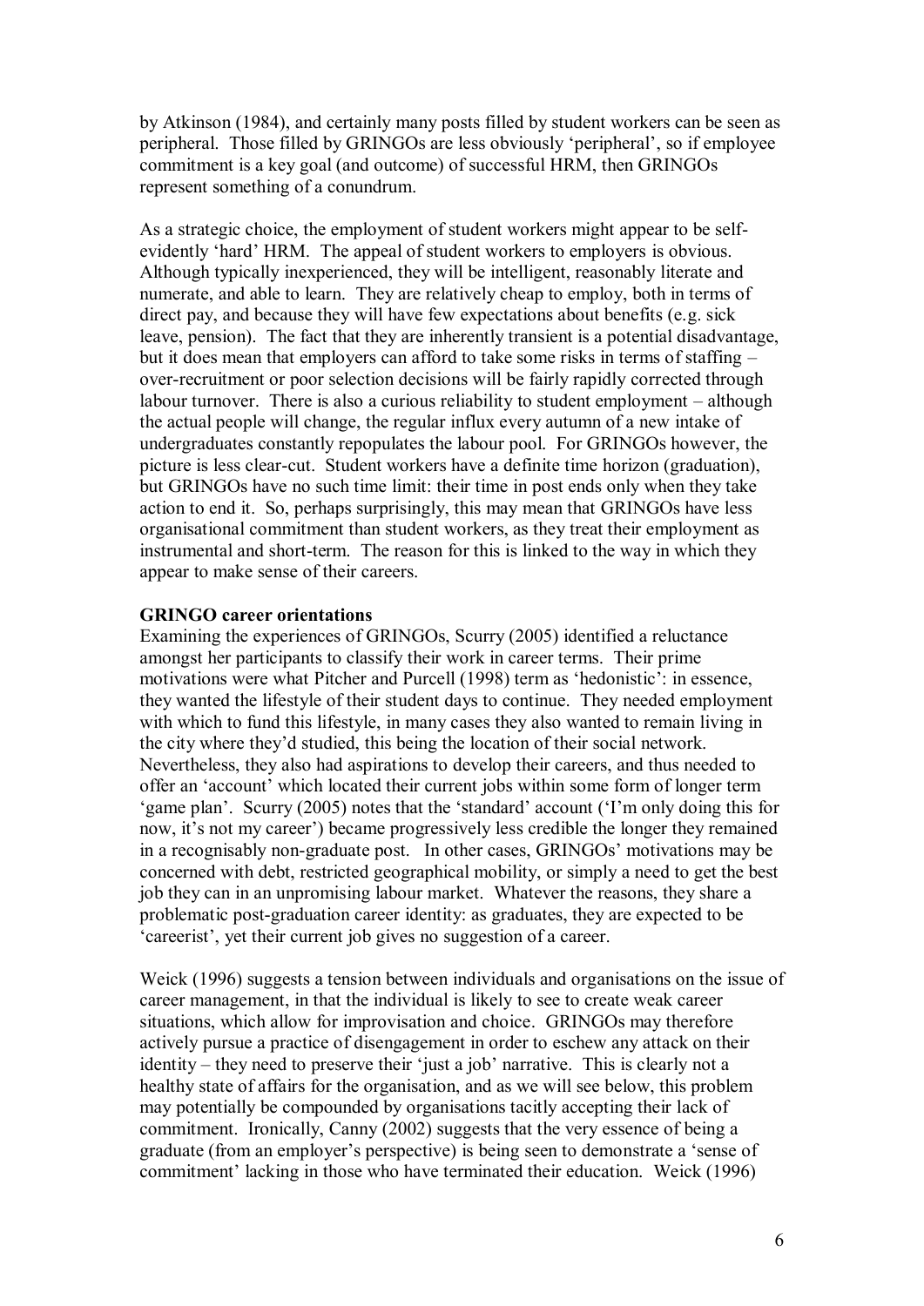by Atkinson (1984), and certainly many posts filled by student workers can be seen as peripheral. Those filled by GRINGOs are less obviously 'peripheral', so if employee commitment is a key goal (and outcome) of successful HRM, then GRINGOs represent something of a conundrum.

As a strategic choice, the employment of student workers might appear to be self-evidently 'hard' HRM. The appeal of student workers to employers is obvious. Although typically inexperienced, they will be intelligent, reasonably literate and numerate, and able to learn. They are relatively cheap to employ, both in terms of direct pay, and because they will have few expectations about benefits (e.g. sick leave, pension). The fact that they are inherently transient is a potential disadvantage, but it does mean that employers can afford to take some risks in terms of staffing – over-recruitment or poor selection decisions will be fairly rapidly corrected through labour turnover. There is also a curious reliability to student employment – although the actual people will change, the regular influx every autumn of a new intake of undergraduates constantly repopulates the labour pool. For GRINGOs however, the picture is less clear-cut. Student workers have a definite time horizon (graduation), but GRINGOs have no such time limit: their time in post ends only when they take action to end it. So, perhaps surprisingly, this may mean that GRINGOs have less organisational commitment than student workers, as they treat their employment as instrumental and short-term. The reason for this is linked to the way in which they appear to make sense of their careers.

**GRINGO career orientations**

Examining the experiences of GRINGOs, Scurry (2005) identified a reluctance amongst her participants to classify their work in career terms. Their prime motivations were what Pitcher and Purcell (1998) term as 'hedonistic': in essence, they wanted the lifestyle of their student days to continue. They needed employment with which to fund this lifestyle, in many cases they also wanted to remain living in the city where they'd studied, this being the location of their social network. Nevertheless, they also had aspirations to develop their careers, and thus needed to offer an 'account' which located their current jobs within some form of longer term 'game plan'. Scurry (2005) notes that the 'standard' account ('I'm only doing this for now, it's not my career') became progressively less credible the longer they remained in a recognisably non-graduate post. In other cases, GRINGOs' motivations may be concerned with debt, restricted geographical mobility, or simply a need to get the best job they can in an unpromising labour market. Whatever the reasons, they share a problematic post-graduation career identity: as graduates, they are expected to be 'careerist', yet their current job gives no suggestion of a career.

Weick (1996) suggests a tension between individuals and organisations on the issue of career management, in that the individual is likely to see to create weak career situations, which allow for improvisation and choice. GRINGOs may therefore actively pursue a practice of disengagement in order to eschew any attack on their identity – they need to preserve their 'just a job' narrative. This is clearly not a healthy state of affairs for the organisation, and as we will see below, this problem may potentially be compounded by organisations tacitly accepting their lack of commitment. Ironically, Canny (2002) suggests that the very essence of being a graduate (from an employer's perspective) is being seen to demonstrate a 'sense of commitment' lacking in those who have terminated their education. Weick (1996)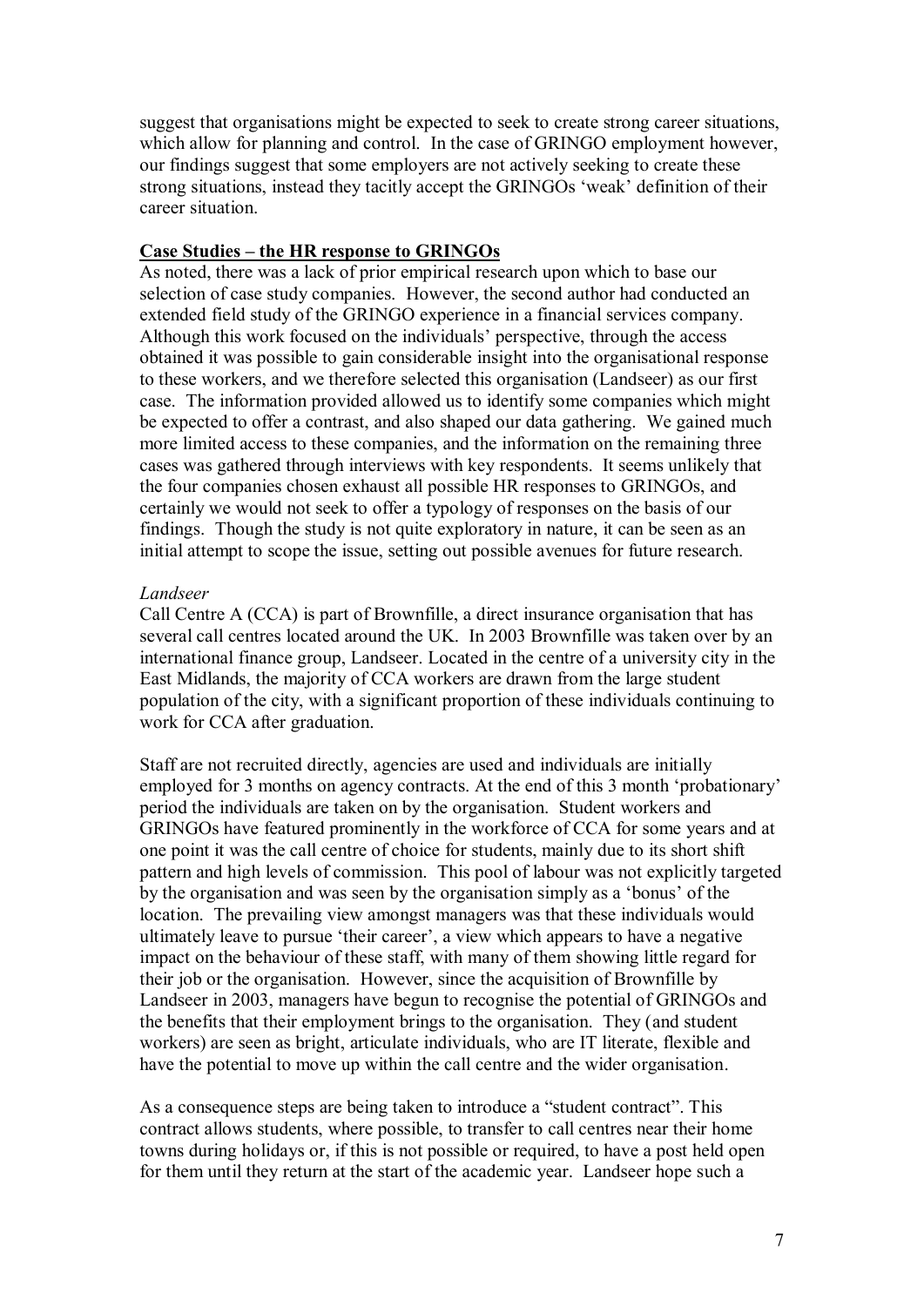suggest that organisations might be expected to seek to create strong career situations, which allow for planning and control. In the case of GRINGO employment however, our findings suggest that some employers are not actively seeking to create these strong situations, instead they tacitly accept the GRINGOs 'weak' definition of their career situation.

## Case Studies – the HR response to GRINGOs

As noted, there was a lack of prior empirical research upon which to base our selection of case study companies. However, the second author had conducted an extended field study of the GRINGO experience in a financial services company. Although this work focused on the individuals' perspective, through the access obtained it was possible to gain considerable insight into the organisational response to these workers, and we therefore selected this organisation (Landseer) as our first case. The information provided allowed us to identify some companies which might be expected to offer a contrast, and also shaped our data gathering. We gained much more limited access to these companies, and the information on the remaining three cases was gathered through interviews with key respondents. It seems unlikely that the four companies chosen exhaust all possible HR responses to GRINGOs, and certainly we would not seek to offer a typology of responses on the basis of our findings. Though the study is not quite exploratory in nature, it can be seen as an initial attempt to scope the issue, setting out possible avenues for future research.

### *Landseer*

Call Centre A (CCA) is part of Brownfille, a direct insurance organisation that has several call centres located around the UK. In 2003 Brownfille was taken over by an international finance group, Landseer. Located in the centre of a university city in the East Midlands, the majority of CCA workers are drawn from the large student population of the city, with a significant proportion of these individuals continuing to work for CCA after graduation.

Staff are not recruited directly, agencies are used and individuals are initially employed for 3 months on agency contracts. At the end of this 3 month 'probationary' period the individuals are taken on by the organisation. Student workers and GRINGOs have featured prominently in the workforce of CCA for some years and at one point it was the call centre of choice for students, mainly due to its short shift pattern and high levels of commission. This pool of labour was not explicitly targeted by the organisation and was seen by the organisation simply as a 'bonus' of the location. The prevailing view amongst managers was that these individuals would ultimately leave to pursue 'their career', a view which appears to have a negative impact on the behaviour of these staff, with many of them showing little regard for their job or the organisation. However, since the acquisition of Brownfille by Landseer in 2003, managers have begun to recognise the potential of GRINGOs and the benefits that their employment brings to the organisation. They (and student workers) are seen as bright, articulate individuals, who are IT literate, flexible and have the potential to move up within the call centre and the wider organisation.

As a consequence steps are being taken to introduce a "student contract". This contract allows students, where possible, to transfer to call centres near their home towns during holidays or, if this is not possible or required, to have a post held open for them until they return at the start of the academic year. Landseer hope such a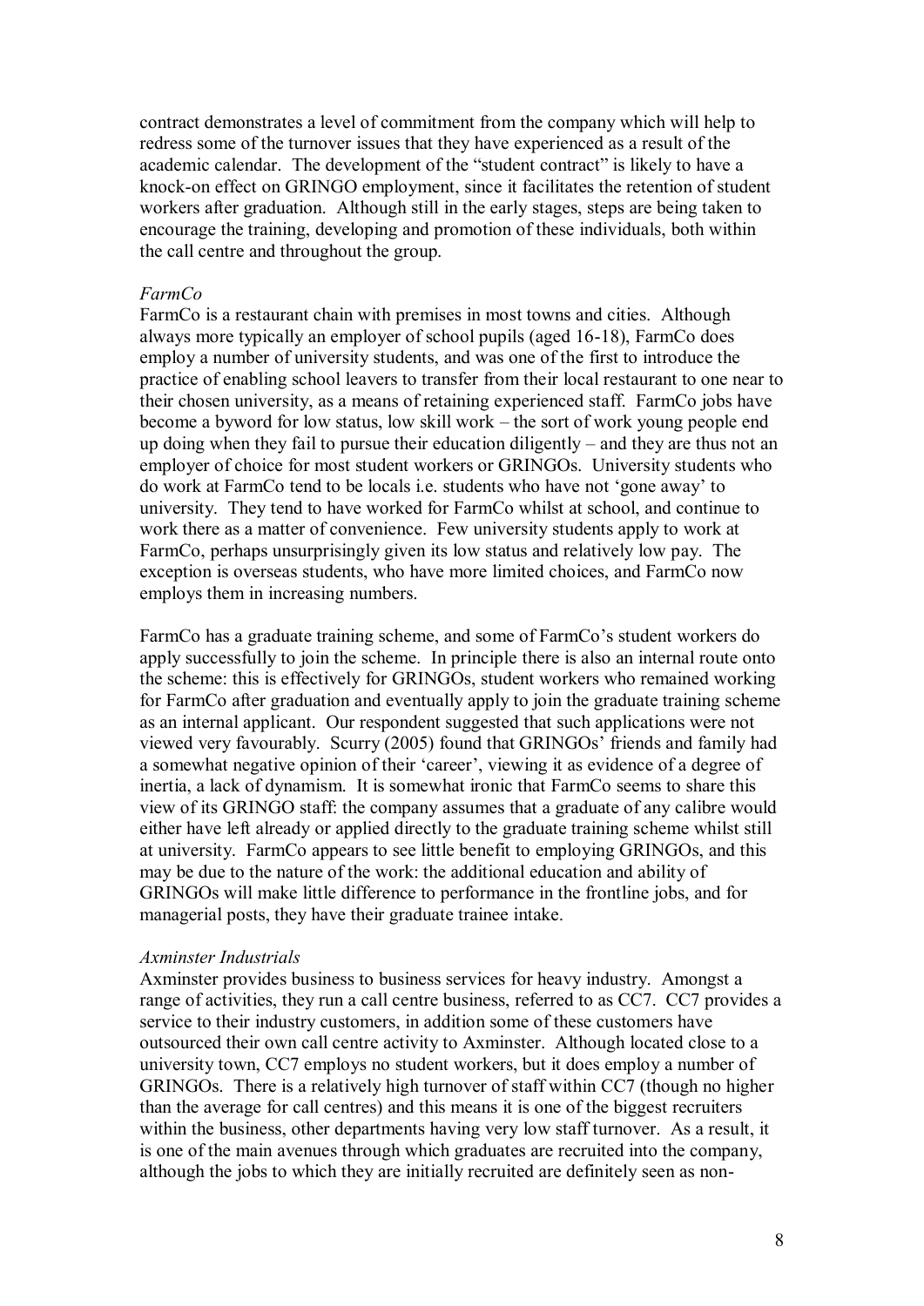contract demonstrates a level of commitment from the company which will help to redress some of the turnover issues that they have experienced as a result of the academic calendar. The development of the "student contract" is likely to have a knock-on effect on GRINGO employment, since it facilitates the retention of student workers after graduation. Although still in the early stages, steps are being taken to encourage the training, developing and promotion of these individuals, both within the call centre and throughout the group.

*FarmCo*

FarmCo is a restaurant chain with premises in most towns and cities. Although always more typically an employer of school pupils (aged 16-18), FarmCo does employ a number of university students, and was one of the first to introduce the practice of enabling school leavers to transfer from their local restaurant to one near to their chosen university, as a means of retaining experienced staff. FarmCo jobs have become a byword for low status, low skill work – the sort of work young people end up doing when they fail to pursue their education diligently – and they are thus not an employer of choice for most student workers or GRINGOs. University students who do work at FarmCo tend to be locals i.e. students who have not 'gone away' to university. They tend to have worked for FarmCo whilst at school, and continue to work there as a matter of convenience. Few university students apply to work at FarmCo, perhaps unsurprisingly given its low status and relatively low pay. The exception is overseas students, who have more limited choices, and FarmCo now employs them in increasing numbers.

FarmCo has a graduate training scheme, and some of FarmCo's student workers do apply successfully to join the scheme. In principle there is also an internal route onto the scheme: this is effectively for GRINGOs, student workers who remained working for FarmCo after graduation and eventually apply to join the graduate training scheme as an internal applicant. Our respondent suggested that such applications were not viewed very favourably. Scurry (2005) found that GRINGOs' friends and family had a somewhat negative opinion of their 'career', viewing it as evidence of a degree of inertia, a lack of dynamism. It is somewhat ironic that FarmCo seems to share this view of its GRINGO staff: the company assumes that a graduate of any calibre would either have left already or applied directly to the graduate training scheme whilst still at university. FarmCo appears to see little benefit to employing GRINGOs, and this may be due to the nature of the work: the additional education and ability of GRINGOs will make little difference to performance in the frontline jobs, and for managerial posts, they have their graduate trainee intake.

*Axminster Industrials*

Axminster provides business to business services for heavy industry. Amongst a range of activities, they run a call centre business, referred to as CC7. CC7 provides a service to their industry customers, in addition some of these customers have outsourced their own call centre activity to Axminster. Although located close to a university town, CC7 employs no student workers, but it does employ a number of GRINGOs. There is a relatively high turnover of staff within CC7 (though no higher than the average for call centres) and this means it is one of the biggest recruiters within the business, other departments having very low staff turnover. As a result, it is one of the main avenues through which graduates are recruited into the company, although the jobs to which they are initially recruited are definitely seen as non-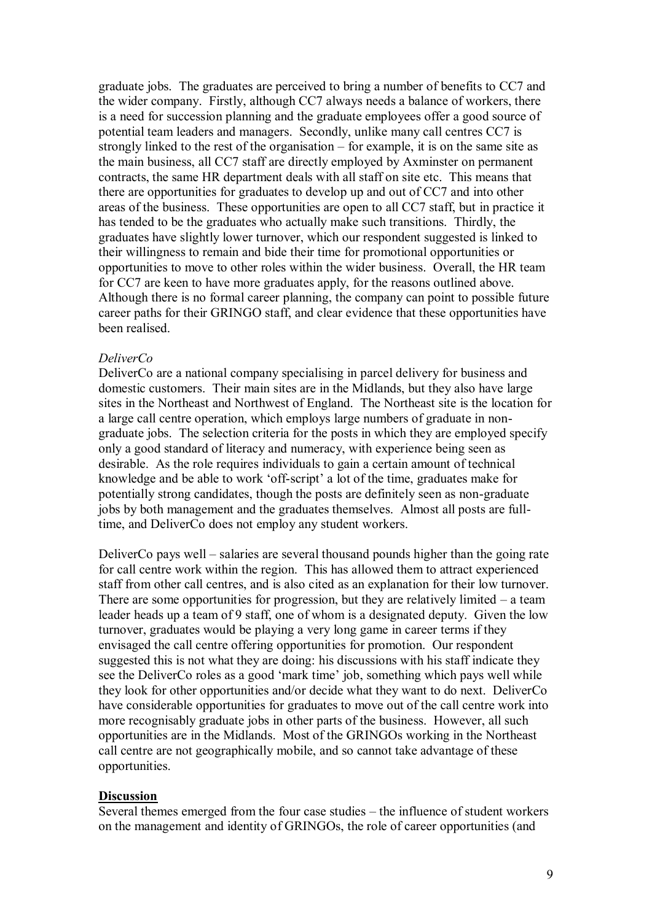graduate jobs. The graduates are perceived to bring a number of benefits to CC7 and the wider company. Firstly, although CC7 always needs a balance of workers, there is a need for succession planning and the graduate employees offer a good source of potential team leaders and managers. Secondly, unlike many call centres CC7 is strongly linked to the rest of the organisation – for example, it is on the same site as the main business, all CC7 staff are directly employed by Axminster on permanent contracts, the same HR department deals with all staff on site etc. This means that there are opportunities for graduates to develop up and out of CC7 and into other areas of the business. These opportunities are open to all CC7 staff, but in practice it has tended to be the graduates who actually make such transitions. Thirdly, the graduates have slightly lower turnover, which our respondent suggested is linked to their willingness to remain and bide their time for promotional opportunities or opportunities to move to other roles within the wider business. Overall, the HR team for CC7 are keen to have more graduates apply, for the reasons outlined above. Although there is no formal career planning, the company can point to possible future career paths for their GRINGO staff, and clear evidence that these opportunities have been realised.

*DeliverCo*

DeliverCo are a national company specialising in parcel delivery for business and domestic customers. Their main sites are in the Midlands, but they also have large sites in the Northeast and Northwest of England. The Northeast site is the location for a large call centre operation, which employs large numbers of graduate in non-graduate jobs. The selection criteria for the posts in which they are employed specify only a good standard of literacy and numeracy, with experience being seen as desirable. As the role requires individuals to gain a certain amount of technical knowledge and be able to work 'off-script' a lot of the time, graduates make for potentially strong candidates, though the posts are definitely seen as non-graduate jobs by both management and the graduates themselves. Almost all posts are full-time, and DeliverCo does not employ any student workers.

DeliverCo pays well – salaries are several thousand pounds higher than the going rate for call centre work within the region. This has allowed them to attract experienced staff from other call centres, and is also cited as an explanation for their low turnover. There are some opportunities for progression, but they are relatively limited – a team leader heads up a team of 9 staff, one of whom is a designated deputy. Given the low turnover, graduates would be playing a very long game in career terms if they envisaged the call centre offering opportunities for promotion. Our respondent suggested this is not what they are doing: his discussions with his staff indicate they see the DeliverCo roles as a good 'mark time' job, something which pays well while they look for other opportunities and/or decide what they want to do next. DeliverCo have considerable opportunities for graduates to move out of the call centre work into more recognisably graduate jobs in other parts of the business. However, all such opportunities are in the Midlands. Most of the GRINGOs working in the Northeast call centre are not geographically mobile, and so cannot take advantage of these opportunities.

## Discussion

Several themes emerged from the four case studies – the influence of student workers on the management and identity of GRINGOs, the role of career opportunities (and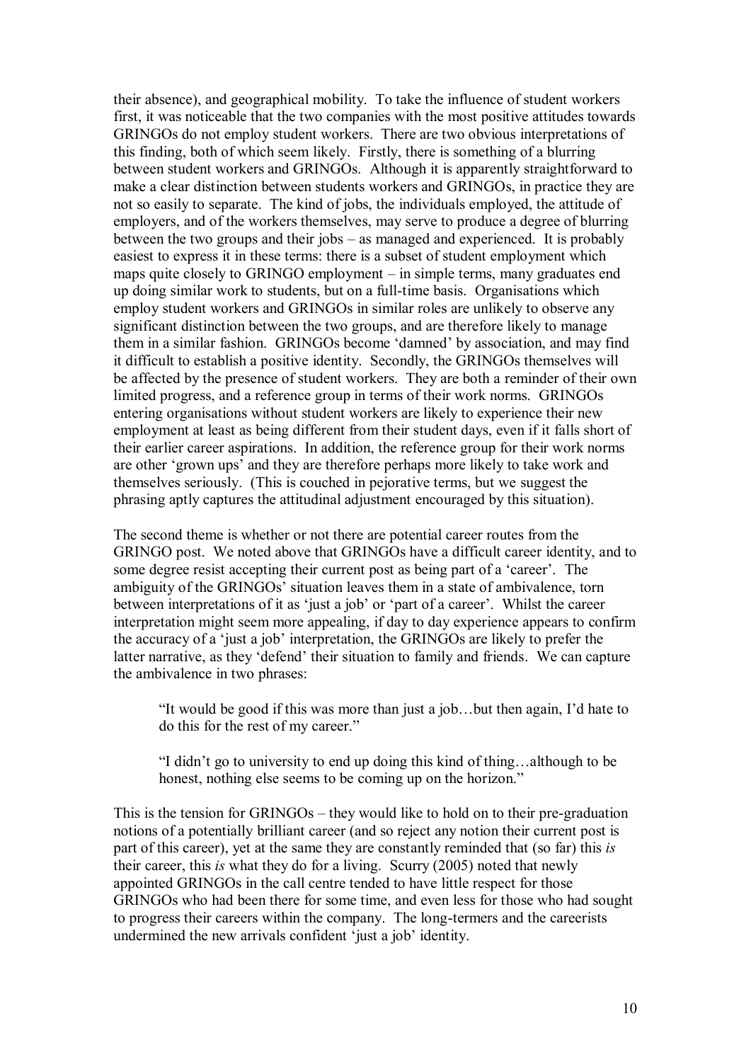their absence), and geographical mobility. To take the influence of student workers first, it was noticeable that the two companies with the most positive attitudes towards GRINGOs do not employ student workers. There are two obvious interpretations of this finding, both of which seem likely. Firstly, there is something of a blurring between student workers and GRINGOs. Although it is apparently straightforward to make a clear distinction between students workers and GRINGOs, in practice they are not so easily to separate. The kind of jobs, the individuals employed, the attitude of employers, and of the workers themselves, may serve to produce a degree of blurring between the two groups and their jobs – as managed and experienced. It is probably easiest to express it in these terms: there is a subset of student employment which maps quite closely to GRINGO employment – in simple terms, many graduates end up doing similar work to students, but on a full-time basis. Organisations which employ student workers and GRINGOs in similar roles are unlikely to observe any significant distinction between the two groups, and are therefore likely to manage them in a similar fashion. GRINGOs become 'damned' by association, and may find it difficult to establish a positive identity. Secondly, the GRINGOs themselves will be affected by the presence of student workers. They are both a reminder of their own limited progress, and a reference group in terms of their work norms. GRINGOs entering organisations without student workers are likely to experience their new employment at least as being different from their student days, even if it falls short of their earlier career aspirations. In addition, the reference group for their work norms are other 'grown ups' and they are therefore perhaps more likely to take work and themselves seriously. (This is couched in pejorative terms, but we suggest the phrasing aptly captures the attitudinal adjustment encouraged by this situation).

The second theme is whether or not there are potential career routes from the GRINGO post. We noted above that GRINGOs have a difficult career identity, and to some degree resist accepting their current post as being part of a 'career'. The ambiguity of the GRINGOs' situation leaves them in a state of ambivalence, torn between interpretations of it as 'just a job' or 'part of a career'. Whilst the career interpretation might seem more appealing, if day to day experience appears to confirm the accuracy of a 'just a job' interpretation, the GRINGOs are likely to prefer the latter narrative, as they 'defend' their situation to family and friends. We can capture the ambivalence in two phrases:

> "It would be good if this was more than just a job…but then again, I'd hate to do this for the rest of my career."
>
> "I didn't go to university to end up doing this kind of thing…although to be honest, nothing else seems to be coming up on the horizon."

This is the tension for GRINGOs – they would like to hold on to their pre-graduation notions of a potentially brilliant career (and so reject any notion their current post is part of this career), yet at the same they are constantly reminded that (so far) this *is* their career, this *is* what they do for a living. Scurry (2005) noted that newly appointed GRINGOs in the call centre tended to have little respect for those GRINGOs who had been there for some time, and even less for those who had sought to progress their careers within the company. The long-termers and the careerists undermined the new arrivals confident 'just a job' identity.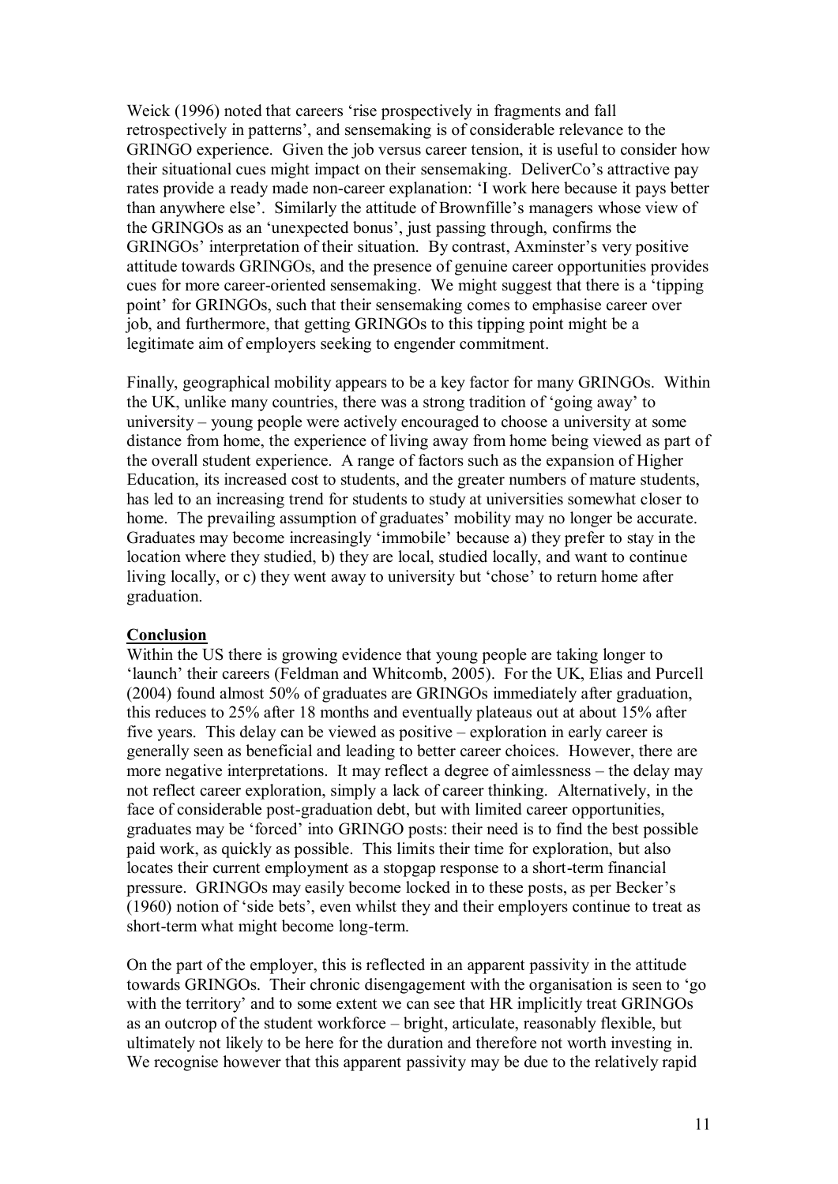Weick (1996) noted that careers 'rise prospectively in fragments and fall retrospectively in patterns', and sensemaking is of considerable relevance to the GRINGO experience. Given the job versus career tension, it is useful to consider how their situational cues might impact on their sensemaking. DeliverCo's attractive pay rates provide a ready made non-career explanation: 'I work here because it pays better than anywhere else'. Similarly the attitude of Brownfille's managers whose view of the GRINGOs as an 'unexpected bonus', just passing through, confirms the GRINGOs' interpretation of their situation. By contrast, Axminster's very positive attitude towards GRINGOs, and the presence of genuine career opportunities provides cues for more career-oriented sensemaking. We might suggest that there is a 'tipping point' for GRINGOs, such that their sensemaking comes to emphasise career over job, and furthermore, that getting GRINGOs to this tipping point might be a legitimate aim of employers seeking to engender commitment.

Finally, geographical mobility appears to be a key factor for many GRINGOs. Within the UK, unlike many countries, there was a strong tradition of 'going away' to university – young people were actively encouraged to choose a university at some distance from home, the experience of living away from home being viewed as part of the overall student experience. A range of factors such as the expansion of Higher Education, its increased cost to students, and the greater numbers of mature students, has led to an increasing trend for students to study at universities somewhat closer to home. The prevailing assumption of graduates' mobility may no longer be accurate. Graduates may become increasingly 'immobile' because a) they prefer to stay in the location where they studied, b) they are local, studied locally, and want to continue living locally, or c) they went away to university but 'chose' to return home after graduation.

## Conclusion

Within the US there is growing evidence that young people are taking longer to 'launch' their careers (Feldman and Whitcomb, 2005). For the UK, Elias and Purcell (2004) found almost 50% of graduates are GRINGOs immediately after graduation, this reduces to 25% after 18 months and eventually plateaus out at about 15% after five years. This delay can be viewed as positive – exploration in early career is generally seen as beneficial and leading to better career choices. However, there are more negative interpretations. It may reflect a degree of aimlessness – the delay may not reflect career exploration, simply a lack of career thinking. Alternatively, in the face of considerable post-graduation debt, but with limited career opportunities, graduates may be 'forced' into GRINGO posts: their need is to find the best possible paid work, as quickly as possible. This limits their time for exploration, but also locates their current employment as a stopgap response to a short-term financial pressure. GRINGOs may easily become locked in to these posts, as per Becker's (1960) notion of 'side bets', even whilst they and their employers continue to treat as short-term what might become long-term.

On the part of the employer, this is reflected in an apparent passivity in the attitude towards GRINGOs. Their chronic disengagement with the organisation is seen to 'go with the territory' and to some extent we can see that HR implicitly treat GRINGOs as an outcrop of the student workforce – bright, articulate, reasonably flexible, but ultimately not likely to be here for the duration and therefore not worth investing in. We recognise however that this apparent passivity may be due to the relatively rapid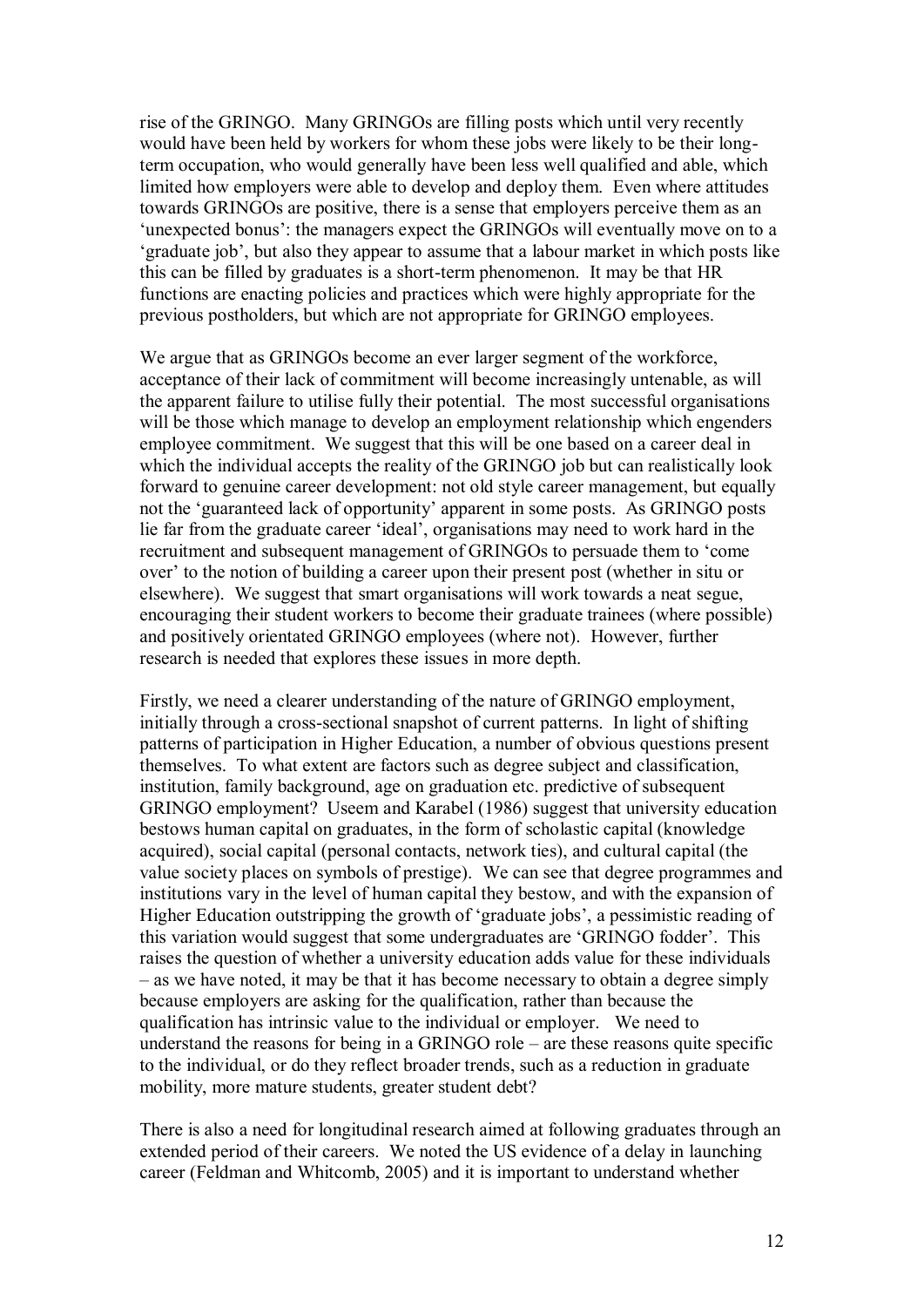rise of the GRINGO. Many GRINGOs are filling posts which until very recently would have been held by workers for whom these jobs were likely to be their long-term occupation, who would generally have been less well qualified and able, which limited how employers were able to develop and deploy them. Even where attitudes towards GRINGOs are positive, there is a sense that employers perceive them as an 'unexpected bonus': the managers expect the GRINGOs will eventually move on to a 'graduate job', but also they appear to assume that a labour market in which posts like this can be filled by graduates is a short-term phenomenon. It may be that HR functions are enacting policies and practices which were highly appropriate for the previous postholders, but which are not appropriate for GRINGO employees.

We argue that as GRINGOs become an ever larger segment of the workforce, acceptance of their lack of commitment will become increasingly untenable, as will the apparent failure to utilise fully their potential. The most successful organisations will be those which manage to develop an employment relationship which engenders employee commitment. We suggest that this will be one based on a career deal in which the individual accepts the reality of the GRINGO job but can realistically look forward to genuine career development: not old style career management, but equally not the 'guaranteed lack of opportunity' apparent in some posts. As GRINGO posts lie far from the graduate career 'ideal', organisations may need to work hard in the recruitment and subsequent management of GRINGOs to persuade them to 'come over' to the notion of building a career upon their present post (whether in situ or elsewhere). We suggest that smart organisations will work towards a neat segue, encouraging their student workers to become their graduate trainees (where possible) and positively orientated GRINGO employees (where not). However, further research is needed that explores these issues in more depth.

Firstly, we need a clearer understanding of the nature of GRINGO employment, initially through a cross-sectional snapshot of current patterns. In light of shifting patterns of participation in Higher Education, a number of obvious questions present themselves. To what extent are factors such as degree subject and classification, institution, family background, age on graduation etc. predictive of subsequent GRINGO employment? Useem and Karabel (1986) suggest that university education bestows human capital on graduates, in the form of scholastic capital (knowledge acquired), social capital (personal contacts, network ties), and cultural capital (the value society places on symbols of prestige). We can see that degree programmes and institutions vary in the level of human capital they bestow, and with the expansion of Higher Education outstripping the growth of 'graduate jobs', a pessimistic reading of this variation would suggest that some undergraduates are 'GRINGO fodder'. This raises the question of whether a university education adds value for these individuals – as we have noted, it may be that it has become necessary to obtain a degree simply because employers are asking for the qualification, rather than because the qualification has intrinsic value to the individual or employer. We need to understand the reasons for being in a GRINGO role – are these reasons quite specific to the individual, or do they reflect broader trends, such as a reduction in graduate mobility, more mature students, greater student debt?

There is also a need for longitudinal research aimed at following graduates through an extended period of their careers. We noted the US evidence of a delay in launching career (Feldman and Whitcomb, 2005) and it is important to understand whether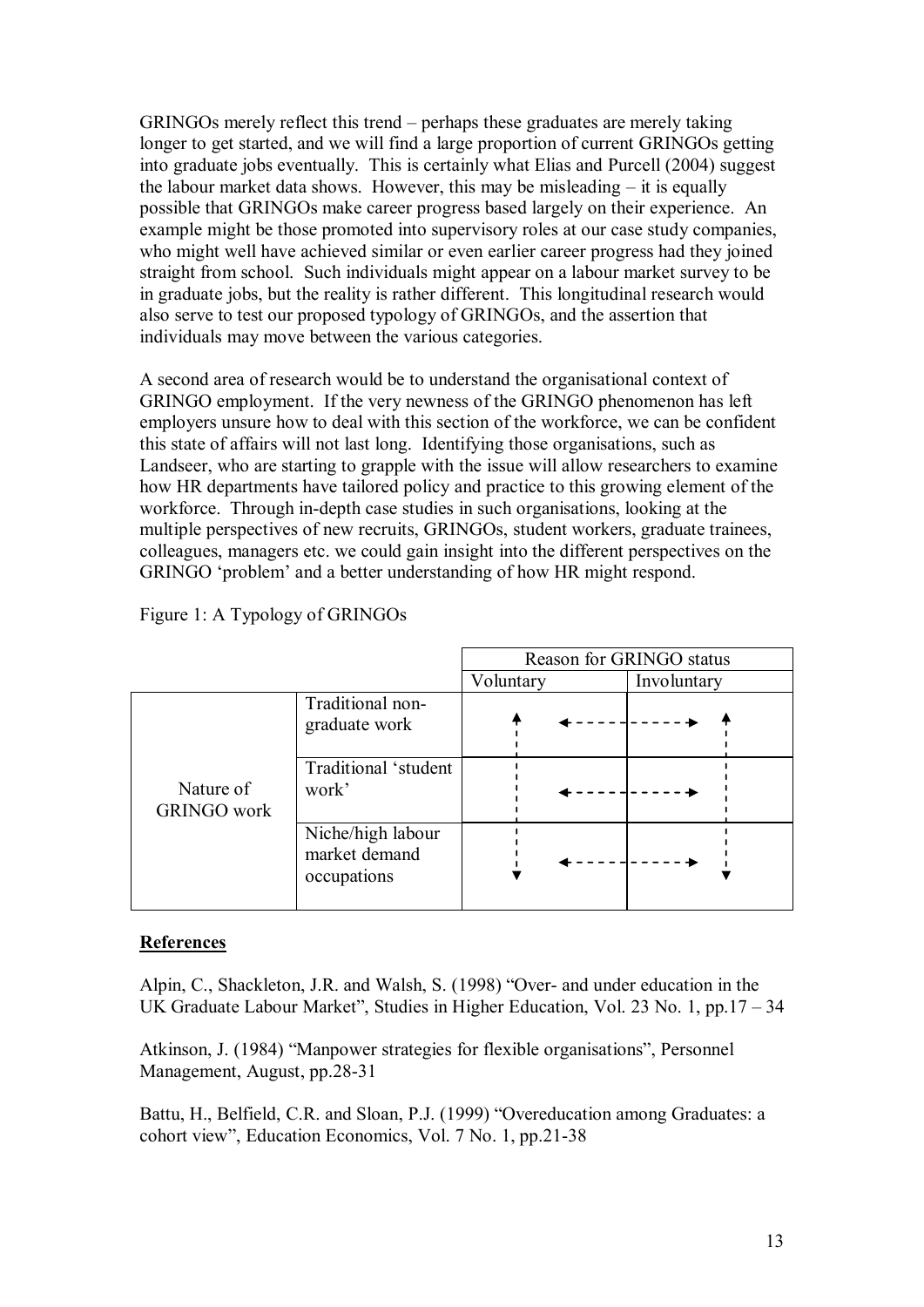GRINGOs merely reflect this trend – perhaps these graduates are merely taking longer to get started, and we will find a large proportion of current GRINGOs getting into graduate jobs eventually. This is certainly what Elias and Purcell (2004) suggest the labour market data shows. However, this may be misleading – it is equally possible that GRINGOs make career progress based largely on their experience. An example might be those promoted into supervisory roles at our case study companies, who might well have achieved similar or even earlier career progress had they joined straight from school. Such individuals might appear on a labour market survey to be in graduate jobs, but the reality is rather different. This longitudinal research would also serve to test our proposed typology of GRINGOs, and the assertion that individuals may move between the various categories.

A second area of research would be to understand the organisational context of GRINGO employment. If the very newness of the GRINGO phenomenon has left employers unsure how to deal with this section of the workforce, we can be confident this state of affairs will not last long. Identifying those organisations, such as Landseer, who are starting to grapple with the issue will allow researchers to examine how HR departments have tailored policy and practice to this growing element of the workforce. Through in-depth case studies in such organisations, looking at the multiple perspectives of new recruits, GRINGOs, student workers, graduate trainees, colleagues, managers etc. we could gain insight into the different perspectives on the GRINGO 'problem' and a better understanding of how HR might respond.

Figure 1: A Typology of GRINGOs

| | | Reason for GRINGO status | |
|---|---|---|---|
| | | Voluntary | Involuntary |
| Nature of GRINGO work | Traditional non-graduate work | ↕ ← - - - | - - - → ↕ |
| | Traditional 'student work' | ← - - - | - - - → |
| | Niche/high labour market demand occupations | ↕ ← - - - | - - - → ↕ |

## References

Alpin, C., Shackleton, J.R. and Walsh, S. (1998) "Over- and under education in the UK Graduate Labour Market", Studies in Higher Education, Vol. 23 No. 1, pp.17 – 34

Atkinson, J. (1984) "Manpower strategies for flexible organisations", Personnel Management, August, pp.28-31

Battu, H., Belfield, C.R. and Sloan, P.J. (1999) "Overeducation among Graduates: a cohort view", Education Economics, Vol. 7 No. 1, pp.21-38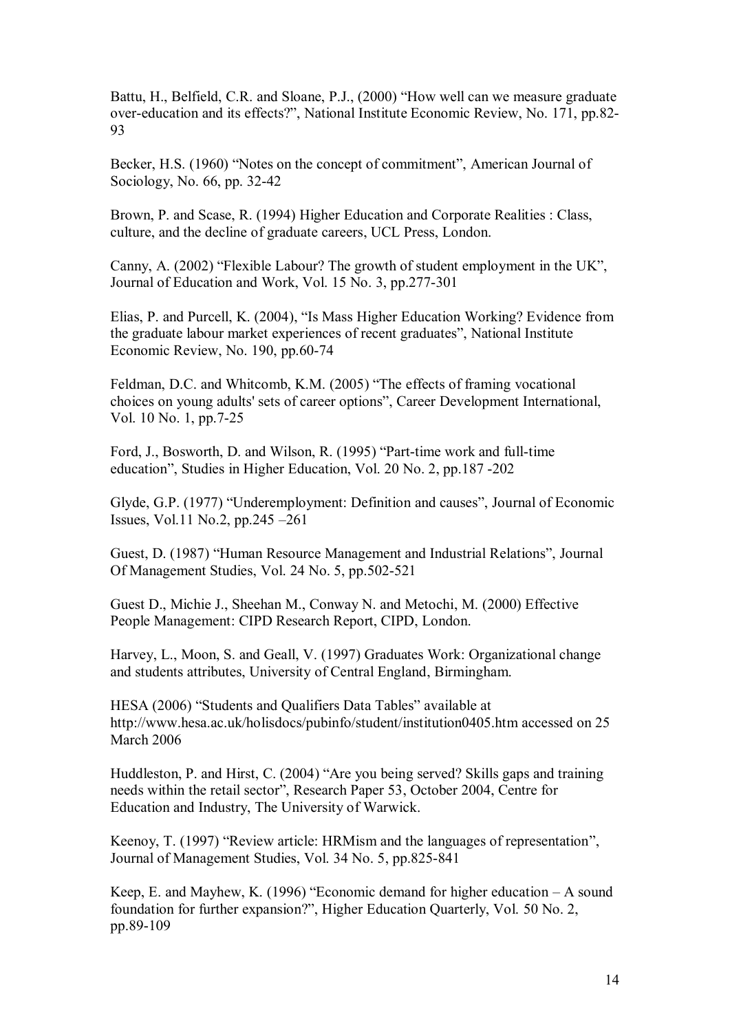Battu, H., Belfield, C.R. and Sloane, P.J., (2000) “How well can we measure graduate over-education and its effects?”, National Institute Economic Review, No. 171, pp.82-93

Becker, H.S. (1960) “Notes on the concept of commitment”, American Journal of Sociology, No. 66, pp. 32-42

Brown, P. and Scase, R. (1994) Higher Education and Corporate Realities : Class, culture, and the decline of graduate careers, UCL Press, London.

Canny, A. (2002) “Flexible Labour? The growth of student employment in the UK”, Journal of Education and Work, Vol. 15 No. 3, pp.277-301

Elias, P. and Purcell, K. (2004), “Is Mass Higher Education Working? Evidence from the graduate labour market experiences of recent graduates”, National Institute Economic Review, No. 190, pp.60-74

Feldman, D.C. and Whitcomb, K.M. (2005) “The effects of framing vocational choices on young adults' sets of career options”, Career Development International, Vol. 10 No. 1, pp.7-25

Ford, J., Bosworth, D. and Wilson, R. (1995) “Part-time work and full-time education”, Studies in Higher Education, Vol. 20 No. 2, pp.187 -202

Glyde, G.P. (1977) “Underemployment: Definition and causes”, Journal of Economic Issues, Vol.11 No.2, pp.245 –261

Guest, D. (1987) “Human Resource Management and Industrial Relations”, Journal Of Management Studies, Vol. 24 No. 5, pp.502-521

Guest D., Michie J., Sheehan M., Conway N. and Metochi, M. (2000) Effective People Management: CIPD Research Report, CIPD, London.

Harvey, L., Moon, S. and Geall, V. (1997) Graduates Work: Organizational change and students attributes, University of Central England, Birmingham.

HESA (2006) “Students and Qualifiers Data Tables” available at http://www.hesa.ac.uk/holisdocs/pubinfo/student/institution0405.htm accessed on 25 March 2006

Huddleston, P. and Hirst, C. (2004) “Are you being served? Skills gaps and training needs within the retail sector”, Research Paper 53, October 2004, Centre for Education and Industry, The University of Warwick.

Keenoy, T. (1997) “Review article: HRMism and the languages of representation”, Journal of Management Studies, Vol. 34 No. 5, pp.825-841

Keep, E. and Mayhew, K. (1996) “Economic demand for higher education – A sound foundation for further expansion?”, Higher Education Quarterly, Vol. 50 No. 2, pp.89-109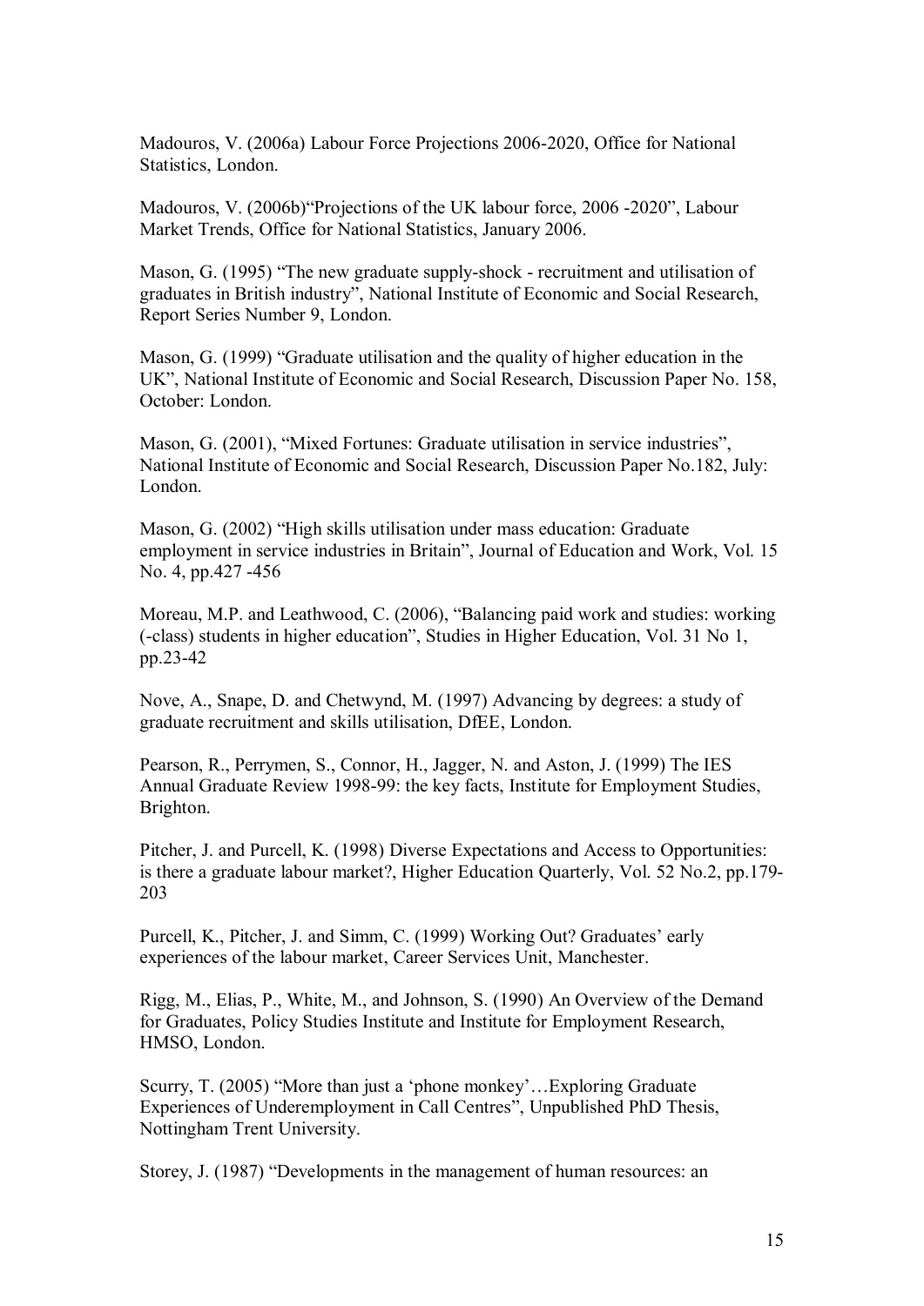Madouros, V. (2006a) Labour Force Projections 2006-2020, Office for National Statistics, London.

Madouros, V. (2006b)"Projections of the UK labour force, 2006 -2020", Labour Market Trends, Office for National Statistics, January 2006.

Mason, G. (1995) "The new graduate supply-shock - recruitment and utilisation of graduates in British industry", National Institute of Economic and Social Research, Report Series Number 9, London.

Mason, G. (1999) "Graduate utilisation and the quality of higher education in the UK", National Institute of Economic and Social Research, Discussion Paper No. 158, October: London.

Mason, G. (2001), "Mixed Fortunes: Graduate utilisation in service industries", National Institute of Economic and Social Research, Discussion Paper No.182, July: London.

Mason, G. (2002) "High skills utilisation under mass education: Graduate employment in service industries in Britain", Journal of Education and Work, Vol. 15 No. 4, pp.427 -456

Moreau, M.P. and Leathwood, C. (2006), "Balancing paid work and studies: working (-class) students in higher education", Studies in Higher Education, Vol. 31 No 1, pp.23-42

Nove, A., Snape, D. and Chetwynd, M. (1997) Advancing by degrees: a study of graduate recruitment and skills utilisation, DfEE, London.

Pearson, R., Perrymen, S., Connor, H., Jagger, N. and Aston, J. (1999) The IES Annual Graduate Review 1998-99: the key facts, Institute for Employment Studies, Brighton.

Pitcher, J. and Purcell, K. (1998) Diverse Expectations and Access to Opportunities: is there a graduate labour market?, Higher Education Quarterly, Vol. 52 No.2, pp.179-203

Purcell, K., Pitcher, J. and Simm, C. (1999) Working Out? Graduates' early experiences of the labour market, Career Services Unit, Manchester.

Rigg, M., Elias, P., White, M., and Johnson, S. (1990) An Overview of the Demand for Graduates, Policy Studies Institute and Institute for Employment Research, HMSO, London.

Scurry, T. (2005) "More than just a 'phone monkey'…Exploring Graduate Experiences of Underemployment in Call Centres", Unpublished PhD Thesis, Nottingham Trent University.

Storey, J. (1987) "Developments in the management of human resources: an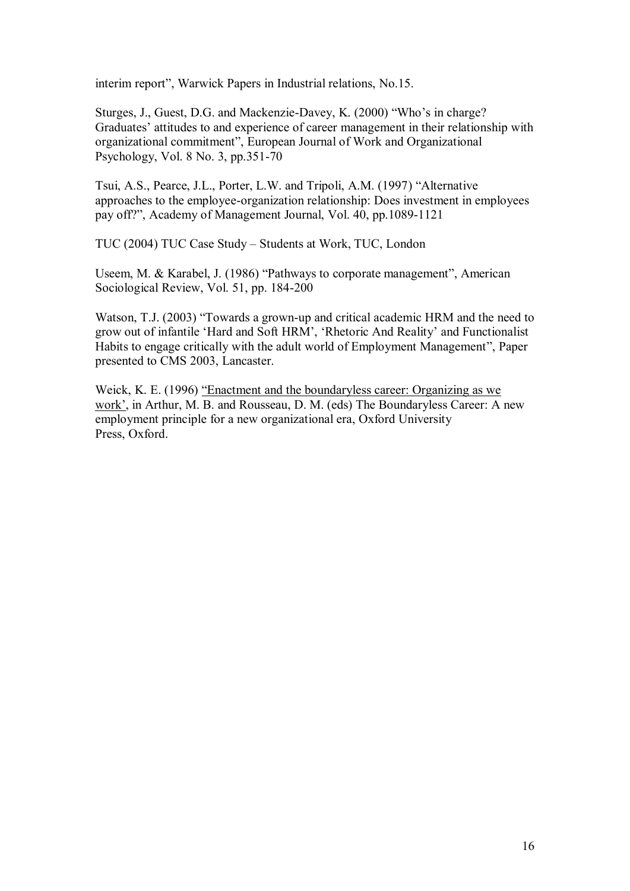interim report", Warwick Papers in Industrial relations, No.15.

Sturges, J., Guest, D.G. and Mackenzie-Davey, K. (2000) "Who's in charge? Graduates' attitudes to and experience of career management in their relationship with organizational commitment", European Journal of Work and Organizational Psychology, Vol. 8 No. 3, pp.351-70

Tsui, A.S., Pearce, J.L., Porter, L.W. and Tripoli, A.M. (1997) "Alternative approaches to the employee-organization relationship: Does investment in employees pay off?", Academy of Management Journal, Vol. 40, pp.1089-1121

TUC (2004) TUC Case Study – Students at Work, TUC, London

Useem, M. & Karabel, J. (1986) "Pathways to corporate management", American Sociological Review, Vol. 51, pp. 184-200

Watson, T.J. (2003) "Towards a grown-up and critical academic HRM and the need to grow out of infantile 'Hard and Soft HRM', 'Rhetoric And Reality' and Functionalist Habits to engage critically with the adult world of Employment Management", Paper presented to CMS 2003, Lancaster.

Weick, K. E. (1996) "Enactment and the boundaryless career: Organizing as we work', in Arthur, M. B. and Rousseau, D. M. (eds) The Boundaryless Career: A new employment principle for a new organizational era, Oxford University Press, Oxford.